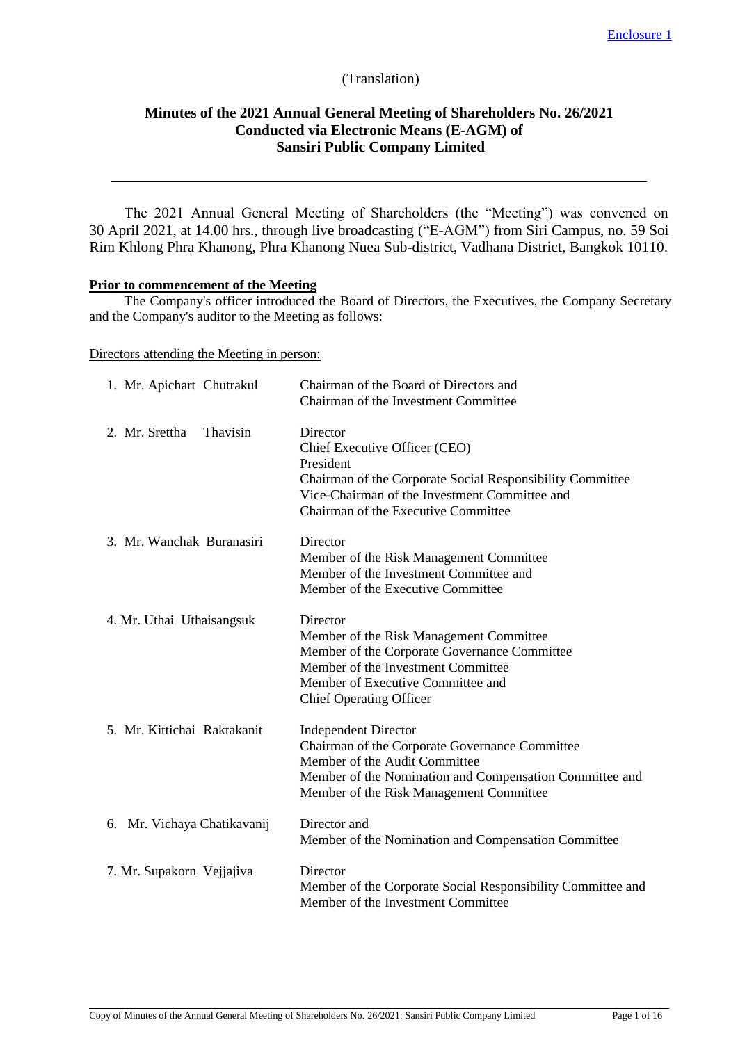Enclosure 1

(Translation)

# Minutes of the 2021 Annual General Meeting of Shareholders No. 26/2021 Conducted via Electronic Means (E-AGM) of Sansiri Public Company Limited

---

The 2021 Annual General Meeting of Shareholders (the "Meeting") was convened on 30 April 2021, at 14.00 hrs., through live broadcasting ("E-AGM") from Siri Campus, no. 59 Soi Rim Khlong Phra Khanong, Phra Khanong Nuea Sub-district, Vadhana District, Bangkok 10110.

**Prior to commencement of the Meeting**

The Company's officer introduced the Board of Directors, the Executives, the Company Secretary and the Company's auditor to the Meeting as follows:

Directors attending the Meeting in person:

| | |
|---|---|
| 1. Mr. Apichart Chutrakul | Chairman of the Board of Directors and<br>Chairman of the Investment Committee |
| 2. Mr. Srettha Thavisin | Director<br>Chief Executive Officer (CEO)<br>President<br>Chairman of the Corporate Social Responsibility Committee<br>Vice-Chairman of the Investment Committee and<br>Chairman of the Executive Committee |
| 3. Mr. Wanchak Buranasiri | Director<br>Member of the Risk Management Committee<br>Member of the Investment Committee and<br>Member of the Executive Committee |
| 4. Mr. Uthai Uthaisangsuk | Director<br>Member of the Risk Management Committee<br>Member of the Corporate Governance Committee<br>Member of the Investment Committee<br>Member of Executive Committee and<br>Chief Operating Officer |
| 5. Mr. Kittichai Raktakanit | Independent Director<br>Chairman of the Corporate Governance Committee<br>Member of the Audit Committee<br>Member of the Nomination and Compensation Committee and<br>Member of the Risk Management Committee |
| 6. Mr. Vichaya Chatikavanij | Director and<br>Member of the Nomination and Compensation Committee |
| 7. Mr. Supakorn Vejjajiva | Director<br>Member of the Corporate Social Responsibility Committee and<br>Member of the Investment Committee |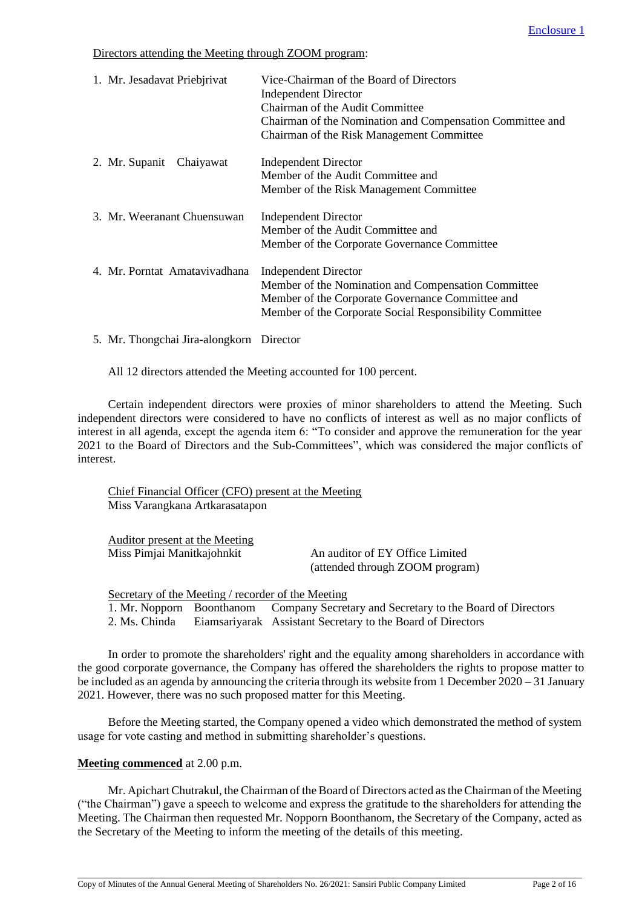Enclosure 1

Directors attending the Meeting through ZOOM program:

1. Mr. Jesadavat Priebjrivat — Vice-Chairman of the Board of Directors
   Independent Director
   Chairman of the Audit Committee
   Chairman of the Nomination and Compensation Committee and
   Chairman of the Risk Management Committee

2. Mr. Supanit Chaiyawat — Independent Director
   Member of the Audit Committee and
   Member of the Risk Management Committee

3. Mr. Weeranant Chuensuwan — Independent Director
   Member of the Audit Committee and
   Member of the Corporate Governance Committee

4. Mr. Porntat Amatavivadhana — Independent Director
   Member of the Nomination and Compensation Committee
   Member of the Corporate Governance Committee and
   Member of the Corporate Social Responsibility Committee

5. Mr. Thongchai Jira-alongkorn — Director

All 12 directors attended the Meeting accounted for 100 percent.

Certain independent directors were proxies of minor shareholders to attend the Meeting. Such independent directors were considered to have no conflicts of interest as well as no major conflicts of interest in all agenda, except the agenda item 6: "To consider and approve the remuneration for the year 2021 to the Board of Directors and the Sub-Committees", which was considered the major conflicts of interest.

Chief Financial Officer (CFO) present at the Meeting
Miss Varangkana Artkarasatapon

Auditor present at the Meeting
Miss Pimjai Manitkajohnkit — An auditor of EY Office Limited (attended through ZOOM program)

Secretary of the Meeting / recorder of the Meeting
1. Mr. Nopporn Boonthanom — Company Secretary and Secretary to the Board of Directors
2. Ms. Chinda Eiamsariyarak — Assistant Secretary to the Board of Directors

In order to promote the shareholders' right and the equality among shareholders in accordance with the good corporate governance, the Company has offered the shareholders the rights to propose matter to be included as an agenda by announcing the criteria through its website from 1 December 2020 – 31 January 2021. However, there was no such proposed matter for this Meeting.

Before the Meeting started, the Company opened a video which demonstrated the method of system usage for vote casting and method in submitting shareholder's questions.

**Meeting commenced** at 2.00 p.m.

Mr. Apichart Chutrakul, the Chairman of the Board of Directors acted as the Chairman of the Meeting ("the Chairman") gave a speech to welcome and express the gratitude to the shareholders for attending the Meeting. The Chairman then requested Mr. Nopporn Boonthanom, the Secretary of the Company, acted as the Secretary of the Meeting to inform the meeting of the details of this meeting.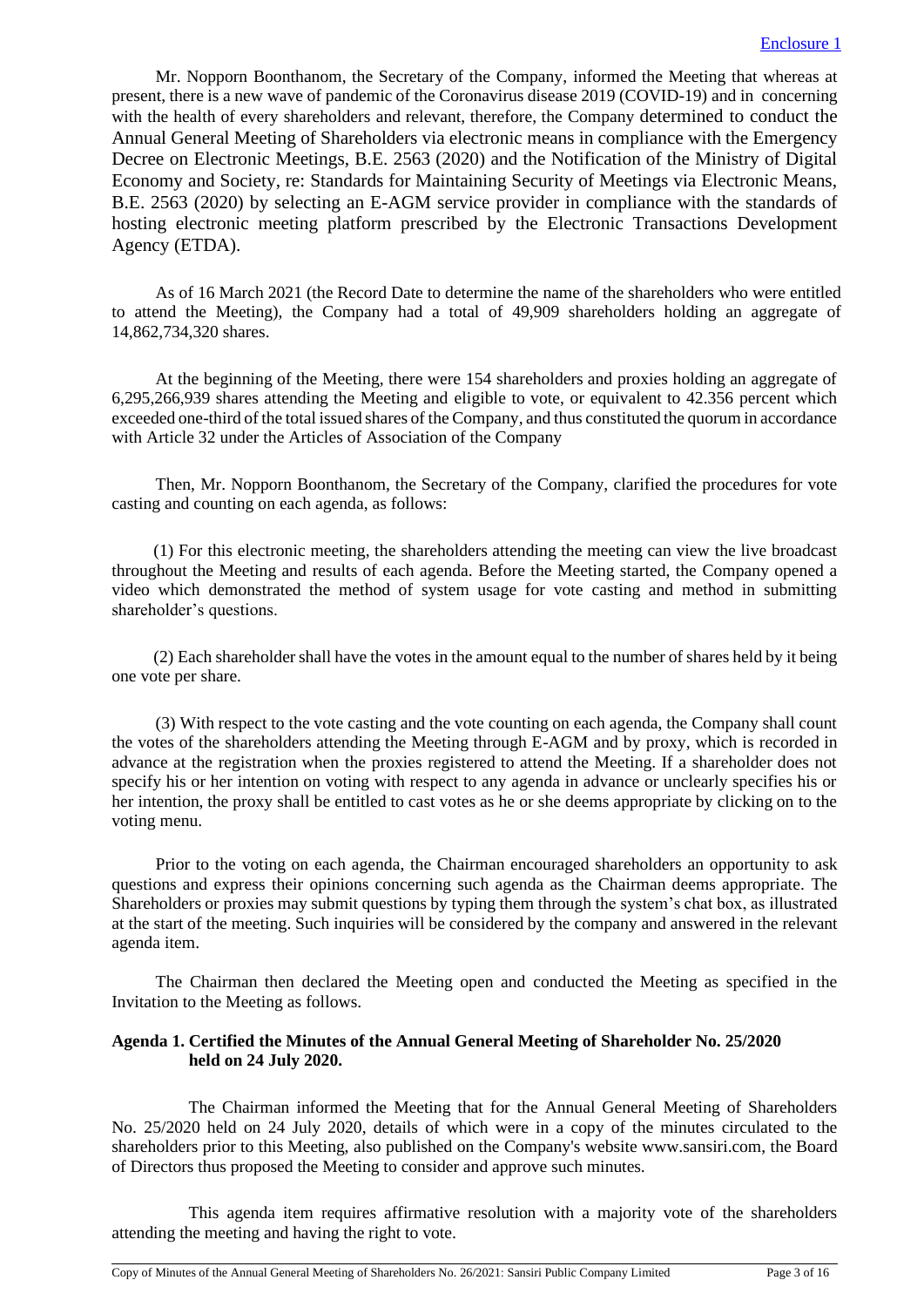Mr. Nopporn Boonthanom, the Secretary of the Company, informed the Meeting that whereas at present, there is a new wave of pandemic of the Coronavirus disease 2019 (COVID-19) and in concerning with the health of every shareholders and relevant, therefore, the Company determined to conduct the Annual General Meeting of Shareholders via electronic means in compliance with the Emergency Decree on Electronic Meetings, B.E. 2563 (2020) and the Notification of the Ministry of Digital Economy and Society, re: Standards for Maintaining Security of Meetings via Electronic Means, B.E. 2563 (2020) by selecting an E-AGM service provider in compliance with the standards of hosting electronic meeting platform prescribed by the Electronic Transactions Development Agency (ETDA).

As of 16 March 2021 (the Record Date to determine the name of the shareholders who were entitled to attend the Meeting), the Company had a total of 49,909 shareholders holding an aggregate of 14,862,734,320 shares.

At the beginning of the Meeting, there were 154 shareholders and proxies holding an aggregate of 6,295,266,939 shares attending the Meeting and eligible to vote, or equivalent to 42.356 percent which exceeded one-third of the total issued shares of the Company, and thus constituted the quorum in accordance with Article 32 under the Articles of Association of the Company

Then, Mr. Nopporn Boonthanom, the Secretary of the Company, clarified the procedures for vote casting and counting on each agenda, as follows:

(1) For this electronic meeting, the shareholders attending the meeting can view the live broadcast throughout the Meeting and results of each agenda. Before the Meeting started, the Company opened a video which demonstrated the method of system usage for vote casting and method in submitting shareholder's questions.

(2) Each shareholder shall have the votes in the amount equal to the number of shares held by it being one vote per share.

(3) With respect to the vote casting and the vote counting on each agenda, the Company shall count the votes of the shareholders attending the Meeting through E-AGM and by proxy, which is recorded in advance at the registration when the proxies registered to attend the Meeting. If a shareholder does not specify his or her intention on voting with respect to any agenda in advance or unclearly specifies his or her intention, the proxy shall be entitled to cast votes as he or she deems appropriate by clicking on to the voting menu.

Prior to the voting on each agenda, the Chairman encouraged shareholders an opportunity to ask questions and express their opinions concerning such agenda as the Chairman deems appropriate. The Shareholders or proxies may submit questions by typing them through the system's chat box, as illustrated at the start of the meeting. Such inquiries will be considered by the company and answered in the relevant agenda item.

The Chairman then declared the Meeting open and conducted the Meeting as specified in the Invitation to the Meeting as follows.

**Agenda 1. Certified the Minutes of the Annual General Meeting of Shareholder No. 25/2020 held on 24 July 2020.**

The Chairman informed the Meeting that for the Annual General Meeting of Shareholders No. 25/2020 held on 24 July 2020, details of which were in a copy of the minutes circulated to the shareholders prior to this Meeting, also published on the Company's website www.sansiri.com, the Board of Directors thus proposed the Meeting to consider and approve such minutes.

This agenda item requires affirmative resolution with a majority vote of the shareholders attending the meeting and having the right to vote.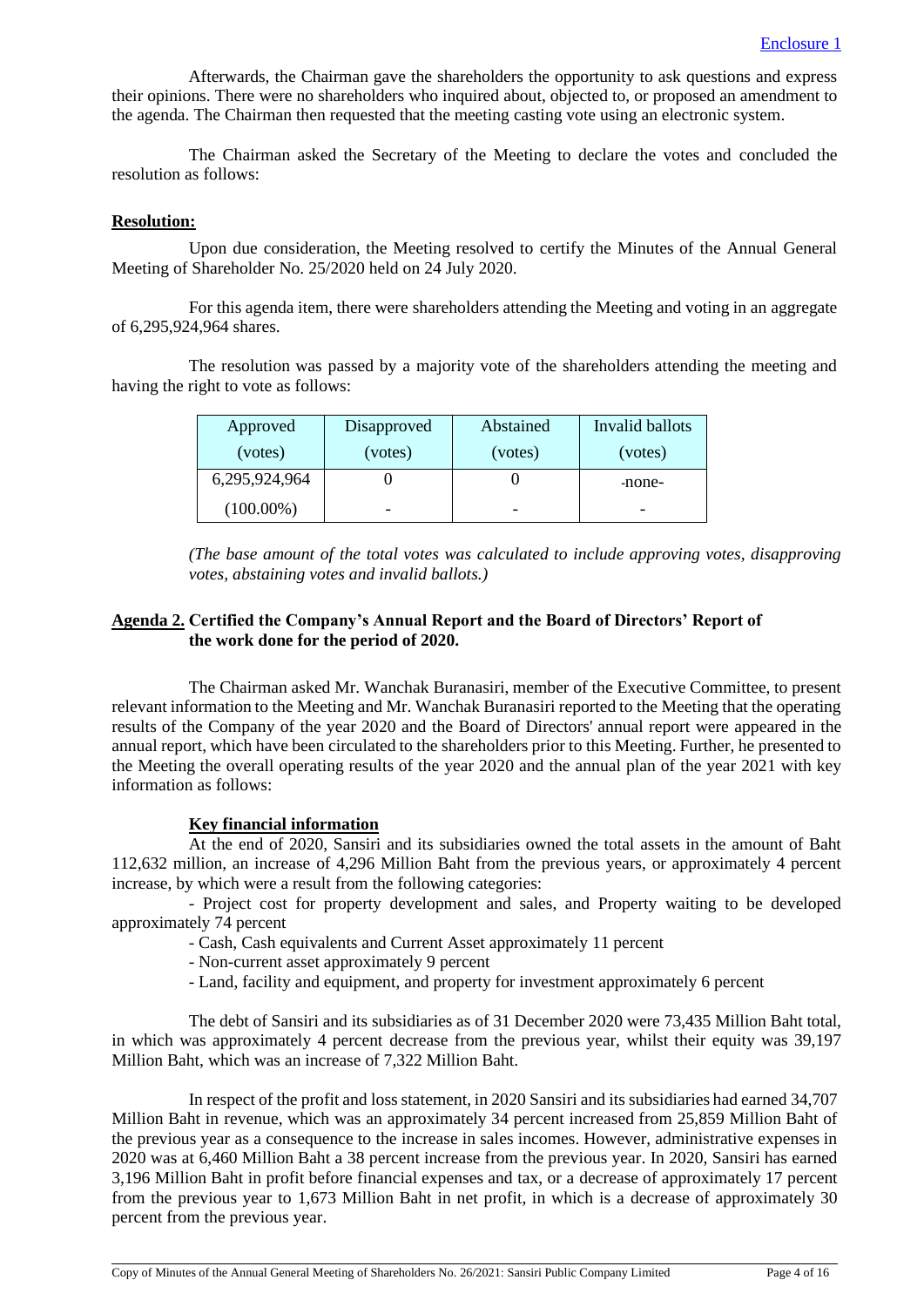Enclosure 1

Afterwards, the Chairman gave the shareholders the opportunity to ask questions and express their opinions. There were no shareholders who inquired about, objected to, or proposed an amendment to the agenda. The Chairman then requested that the meeting casting vote using an electronic system.

The Chairman asked the Secretary of the Meeting to declare the votes and concluded the resolution as follows:

**Resolution:**

Upon due consideration, the Meeting resolved to certify the Minutes of the Annual General Meeting of Shareholder No. 25/2020 held on 24 July 2020.

For this agenda item, there were shareholders attending the Meeting and voting in an aggregate of 6,295,924,964 shares.

The resolution was passed by a majority vote of the shareholders attending the meeting and having the right to vote as follows:

| Approved (votes) | Disapproved (votes) | Abstained (votes) | Invalid ballots (votes) |
|---|---|---|---|
| 6,295,924,964 | 0 | 0 | -none- |
| (100.00%) | - | - | - |

*(The base amount of the total votes was calculated to include approving votes, disapproving votes, abstaining votes and invalid ballots.)*

**Agenda 2. Certified the Company's Annual Report and the Board of Directors' Report of the work done for the period of 2020.**

The Chairman asked Mr. Wanchak Buranasiri, member of the Executive Committee, to present relevant information to the Meeting and Mr. Wanchak Buranasiri reported to the Meeting that the operating results of the Company of the year 2020 and the Board of Directors' annual report were appeared in the annual report, which have been circulated to the shareholders prior to this Meeting. Further, he presented to the Meeting the overall operating results of the year 2020 and the annual plan of the year 2021 with key information as follows:

**Key financial information**

At the end of 2020, Sansiri and its subsidiaries owned the total assets in the amount of Baht 112,632 million, an increase of 4,296 Million Baht from the previous years, or approximately 4 percent increase, by which were a result from the following categories:

- Project cost for property development and sales, and Property waiting to be developed approximately 74 percent
- Cash, Cash equivalents and Current Asset approximately 11 percent
- Non-current asset approximately 9 percent
- Land, facility and equipment, and property for investment approximately 6 percent

The debt of Sansiri and its subsidiaries as of 31 December 2020 were 73,435 Million Baht total, in which was approximately 4 percent decrease from the previous year, whilst their equity was 39,197 Million Baht, which was an increase of 7,322 Million Baht.

In respect of the profit and loss statement, in 2020 Sansiri and its subsidiaries had earned 34,707 Million Baht in revenue, which was an approximately 34 percent increased from 25,859 Million Baht of the previous year as a consequence to the increase in sales incomes. However, administrative expenses in 2020 was at 6,460 Million Baht a 38 percent increase from the previous year. In 2020, Sansiri has earned 3,196 Million Baht in profit before financial expenses and tax, or a decrease of approximately 17 percent from the previous year to 1,673 Million Baht in net profit, in which is a decrease of approximately 30 percent from the previous year.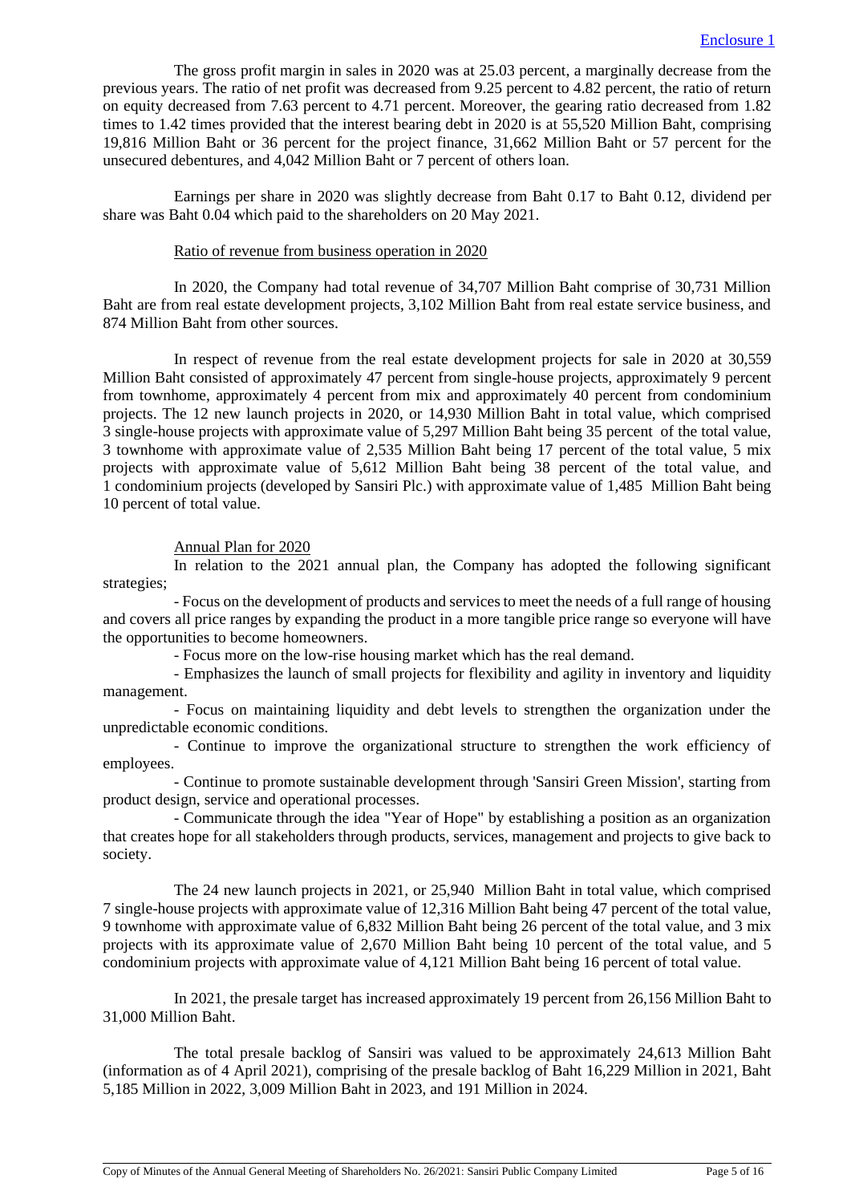Enclosure 1

The gross profit margin in sales in 2020 was at 25.03 percent, a marginally decrease from the previous years. The ratio of net profit was decreased from 9.25 percent to 4.82 percent, the ratio of return on equity decreased from 7.63 percent to 4.71 percent. Moreover, the gearing ratio decreased from 1.82 times to 1.42 times provided that the interest bearing debt in 2020 is at 55,520 Million Baht, comprising 19,816 Million Baht or 36 percent for the project finance, 31,662 Million Baht or 57 percent for the unsecured debentures, and 4,042 Million Baht or 7 percent of others loan.

Earnings per share in 2020 was slightly decrease from Baht 0.17 to Baht 0.12, dividend per share was Baht 0.04 which paid to the shareholders on 20 May 2021.

Ratio of revenue from business operation in 2020

In 2020, the Company had total revenue of 34,707 Million Baht comprise of 30,731 Million Baht are from real estate development projects, 3,102 Million Baht from real estate service business, and 874 Million Baht from other sources.

In respect of revenue from the real estate development projects for sale in 2020 at 30,559 Million Baht consisted of approximately 47 percent from single-house projects, approximately 9 percent from townhome, approximately 4 percent from mix and approximately 40 percent from condominium projects. The 12 new launch projects in 2020, or 14,930 Million Baht in total value, which comprised 3 single-house projects with approximate value of 5,297 Million Baht being 35 percent of the total value, 3 townhome with approximate value of 2,535 Million Baht being 17 percent of the total value, 5 mix projects with approximate value of 5,612 Million Baht being 38 percent of the total value, and 1 condominium projects (developed by Sansiri Plc.) with approximate value of 1,485 Million Baht being 10 percent of total value.

Annual Plan for 2020

In relation to the 2021 annual plan, the Company has adopted the following significant strategies;

- Focus on the development of products and services to meet the needs of a full range of housing and covers all price ranges by expanding the product in a more tangible price range so everyone will have the opportunities to become homeowners.
- Focus more on the low-rise housing market which has the real demand.
- Emphasizes the launch of small projects for flexibility and agility in inventory and liquidity management.
- Focus on maintaining liquidity and debt levels to strengthen the organization under the unpredictable economic conditions.
- Continue to improve the organizational structure to strengthen the work efficiency of employees.
- Continue to promote sustainable development through 'Sansiri Green Mission', starting from product design, service and operational processes.
- Communicate through the idea "Year of Hope" by establishing a position as an organization that creates hope for all stakeholders through products, services, management and projects to give back to society.

The 24 new launch projects in 2021, or 25,940 Million Baht in total value, which comprised 7 single-house projects with approximate value of 12,316 Million Baht being 47 percent of the total value, 9 townhome with approximate value of 6,832 Million Baht being 26 percent of the total value, and 3 mix projects with its approximate value of 2,670 Million Baht being 10 percent of the total value, and 5 condominium projects with approximate value of 4,121 Million Baht being 16 percent of total value.

In 2021, the presale target has increased approximately 19 percent from 26,156 Million Baht to 31,000 Million Baht.

The total presale backlog of Sansiri was valued to be approximately 24,613 Million Baht (information as of 4 April 2021), comprising of the presale backlog of Baht 16,229 Million in 2021, Baht 5,185 Million in 2022, 3,009 Million Baht in 2023, and 191 Million in 2024.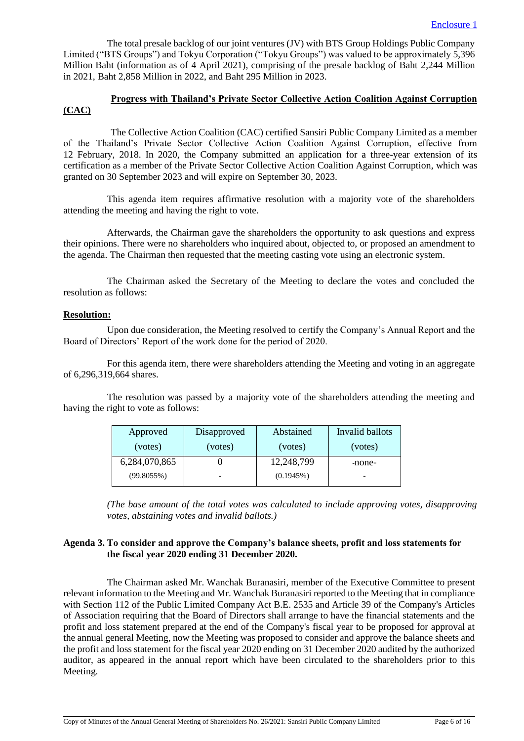Enclosure 1

The total presale backlog of our joint ventures (JV) with BTS Group Holdings Public Company Limited ("BTS Groups") and Tokyu Corporation ("Tokyu Groups") was valued to be approximately 5,396 Million Baht (information as of 4 April 2021), comprising of the presale backlog of Baht 2,244 Million in 2021, Baht 2,858 Million in 2022, and Baht 295 Million in 2023.

**Progress with Thailand's Private Sector Collective Action Coalition Against Corruption (CAC)**

The Collective Action Coalition (CAC) certified Sansiri Public Company Limited as a member of the Thailand's Private Sector Collective Action Coalition Against Corruption, effective from 12 February, 2018. In 2020, the Company submitted an application for a three-year extension of its certification as a member of the Private Sector Collective Action Coalition Against Corruption, which was granted on 30 September 2023 and will expire on September 30, 2023.

This agenda item requires affirmative resolution with a majority vote of the shareholders attending the meeting and having the right to vote.

Afterwards, the Chairman gave the shareholders the opportunity to ask questions and express their opinions. There were no shareholders who inquired about, objected to, or proposed an amendment to the agenda. The Chairman then requested that the meeting casting vote using an electronic system.

The Chairman asked the Secretary of the Meeting to declare the votes and concluded the resolution as follows:

**Resolution:**

Upon due consideration, the Meeting resolved to certify the Company's Annual Report and the Board of Directors' Report of the work done for the period of 2020.

For this agenda item, there were shareholders attending the Meeting and voting in an aggregate of 6,296,319,664 shares.

The resolution was passed by a majority vote of the shareholders attending the meeting and having the right to vote as follows:

| Approved (votes) | Disapproved (votes) | Abstained (votes) | Invalid ballots (votes) |
|---|---|---|---|
| 6,284,070,865 | 0 | 12,248,799 | -none- |
| (99.8055%) | - | (0.1945%) | - |

*(The base amount of the total votes was calculated to include approving votes, disapproving votes, abstaining votes and invalid ballots.)*

**Agenda 3. To consider and approve the Company's balance sheets, profit and loss statements for the fiscal year 2020 ending 31 December 2020.**

The Chairman asked Mr. Wanchak Buranasiri, member of the Executive Committee to present relevant information to the Meeting and Mr. Wanchak Buranasiri reported to the Meeting that in compliance with Section 112 of the Public Limited Company Act B.E. 2535 and Article 39 of the Company's Articles of Association requiring that the Board of Directors shall arrange to have the financial statements and the profit and loss statement prepared at the end of the Company's fiscal year to be proposed for approval at the annual general Meeting, now the Meeting was proposed to consider and approve the balance sheets and the profit and loss statement for the fiscal year 2020 ending on 31 December 2020 audited by the authorized auditor, as appeared in the annual report which have been circulated to the shareholders prior to this Meeting.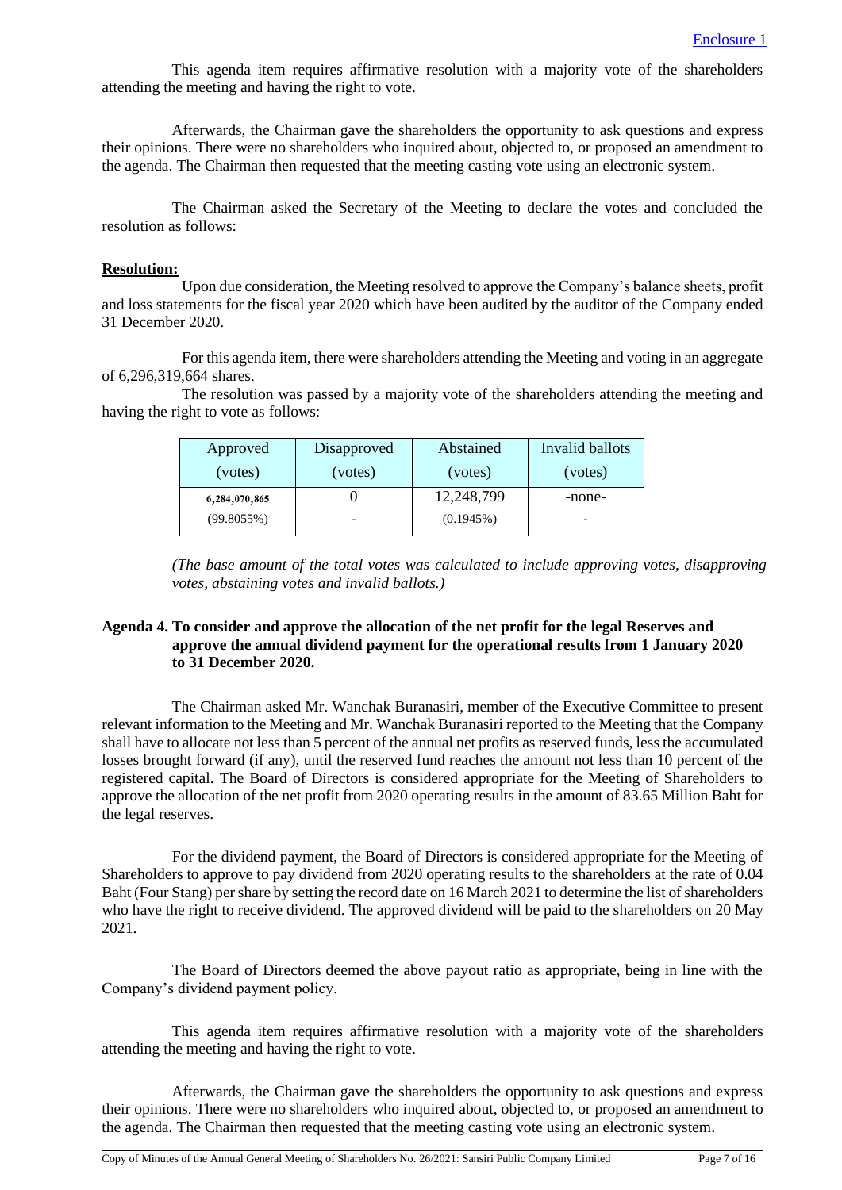Enclosure 1

This agenda item requires affirmative resolution with a majority vote of the shareholders attending the meeting and having the right to vote.

Afterwards, the Chairman gave the shareholders the opportunity to ask questions and express their opinions. There were no shareholders who inquired about, objected to, or proposed an amendment to the agenda. The Chairman then requested that the meeting casting vote using an electronic system.

The Chairman asked the Secretary of the Meeting to declare the votes and concluded the resolution as follows:

**Resolution:**

Upon due consideration, the Meeting resolved to approve the Company's balance sheets, profit and loss statements for the fiscal year 2020 which have been audited by the auditor of the Company ended 31 December 2020.

For this agenda item, there were shareholders attending the Meeting and voting in an aggregate of 6,296,319,664 shares.

The resolution was passed by a majority vote of the shareholders attending the meeting and having the right to vote as follows:

| Approved (votes) | Disapproved (votes) | Abstained (votes) | Invalid ballots (votes) |
|---|---|---|---|
| 6,284,070,865 (99.8055%) | 0 - | 12,248,799 (0.1945%) | -none- - |

*(The base amount of the total votes was calculated to include approving votes, disapproving votes, abstaining votes and invalid ballots.)*

**Agenda 4. To consider and approve the allocation of the net profit for the legal Reserves and approve the annual dividend payment for the operational results from 1 January 2020 to 31 December 2020.**

The Chairman asked Mr. Wanchak Buranasiri, member of the Executive Committee to present relevant information to the Meeting and Mr. Wanchak Buranasiri reported to the Meeting that the Company shall have to allocate not less than 5 percent of the annual net profits as reserved funds, less the accumulated losses brought forward (if any), until the reserved fund reaches the amount not less than 10 percent of the registered capital. The Board of Directors is considered appropriate for the Meeting of Shareholders to approve the allocation of the net profit from 2020 operating results in the amount of 83.65 Million Baht for the legal reserves.

For the dividend payment, the Board of Directors is considered appropriate for the Meeting of Shareholders to approve to pay dividend from 2020 operating results to the shareholders at the rate of 0.04 Baht (Four Stang) per share by setting the record date on 16 March 2021 to determine the list of shareholders who have the right to receive dividend. The approved dividend will be paid to the shareholders on 20 May 2021.

The Board of Directors deemed the above payout ratio as appropriate, being in line with the Company's dividend payment policy.

This agenda item requires affirmative resolution with a majority vote of the shareholders attending the meeting and having the right to vote.

Afterwards, the Chairman gave the shareholders the opportunity to ask questions and express their opinions. There were no shareholders who inquired about, objected to, or proposed an amendment to the agenda. The Chairman then requested that the meeting casting vote using an electronic system.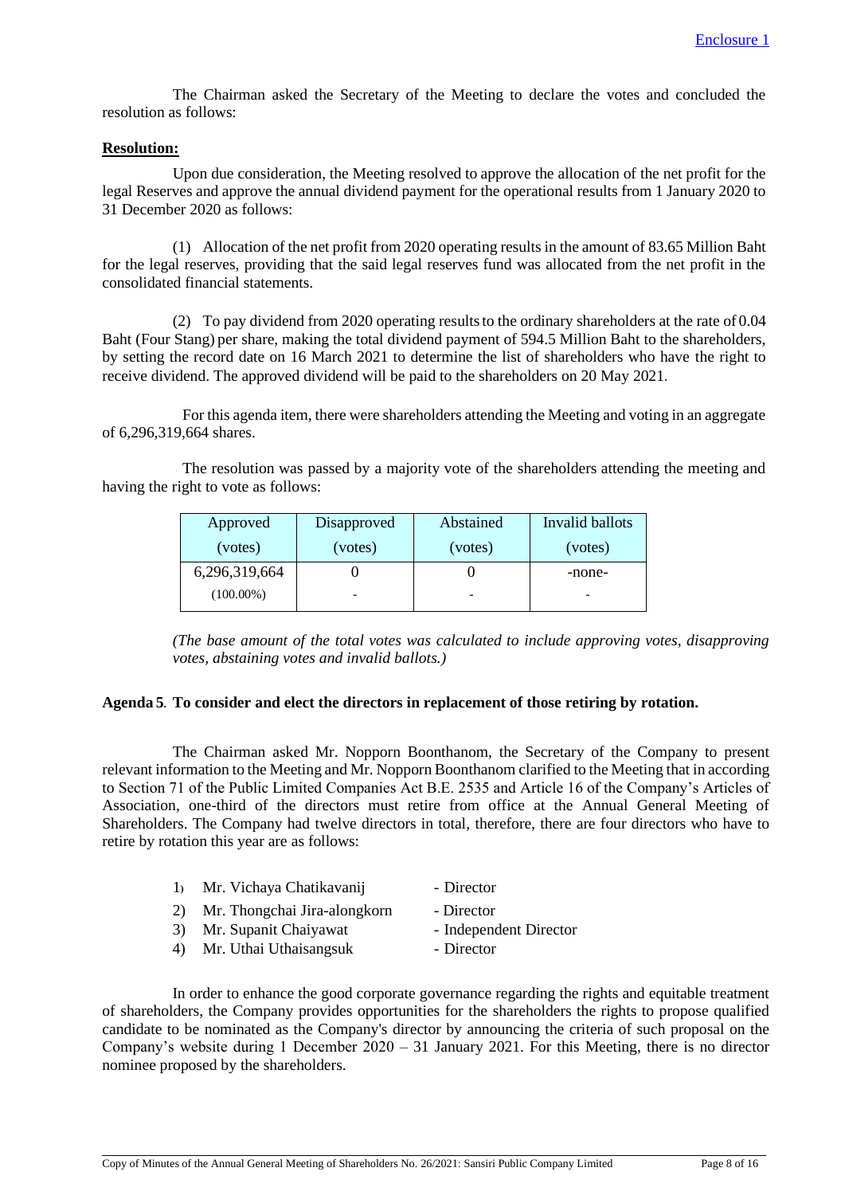The Chairman asked the Secretary of the Meeting to declare the votes and concluded the resolution as follows:

**Resolution:**

Upon due consideration, the Meeting resolved to approve the allocation of the net profit for the legal Reserves and approve the annual dividend payment for the operational results from 1 January 2020 to 31 December 2020 as follows:

(1) Allocation of the net profit from 2020 operating results in the amount of 83.65 Million Baht for the legal reserves, providing that the said legal reserves fund was allocated from the net profit in the consolidated financial statements.

(2) To pay dividend from 2020 operating results to the ordinary shareholders at the rate of 0.04 Baht (Four Stang) per share, making the total dividend payment of 594.5 Million Baht to the shareholders, by setting the record date on 16 March 2021 to determine the list of shareholders who have the right to receive dividend. The approved dividend will be paid to the shareholders on 20 May 2021.

For this agenda item, there were shareholders attending the Meeting and voting in an aggregate of 6,296,319,664 shares.

The resolution was passed by a majority vote of the shareholders attending the meeting and having the right to vote as follows:

| Approved (votes) | Disapproved (votes) | Abstained (votes) | Invalid ballots (votes) |
|---|---|---|---|
| 6,296,319,664 | 0 | 0 | -none- |
| (100.00%) | - | - | - |

*(The base amount of the total votes was calculated to include approving votes, disapproving votes, abstaining votes and invalid ballots.)*

**Agenda 5. To consider and elect the directors in replacement of those retiring by rotation.**

The Chairman asked Mr. Nopporn Boonthanom, the Secretary of the Company to present relevant information to the Meeting and Mr. Nopporn Boonthanom clarified to the Meeting that in according to Section 71 of the Public Limited Companies Act B.E. 2535 and Article 16 of the Company's Articles of Association, one-third of the directors must retire from office at the Annual General Meeting of Shareholders. The Company had twelve directors in total, therefore, there are four directors who have to retire by rotation this year are as follows:

1) Mr. Vichaya Chatikavanij - Director
2) Mr. Thongchai Jira-alongkorn - Director
3) Mr. Supanit Chaiyawat - Independent Director
4) Mr. Uthai Uthaisangsuk - Director

In order to enhance the good corporate governance regarding the rights and equitable treatment of shareholders, the Company provides opportunities for the shareholders the rights to propose qualified candidate to be nominated as the Company's director by announcing the criteria of such proposal on the Company's website during 1 December 2020 – 31 January 2021. For this Meeting, there is no director nominee proposed by the shareholders.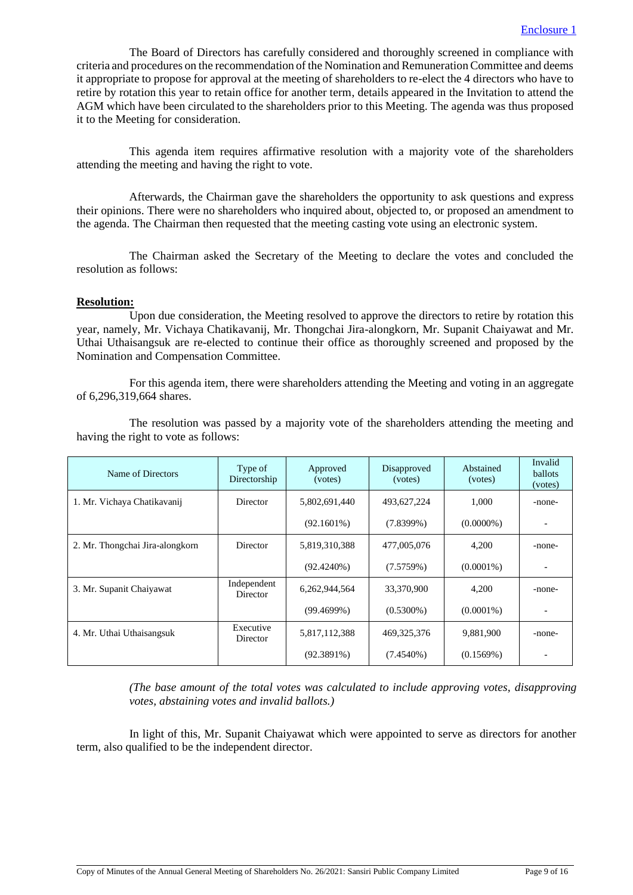Enclosure 1

The Board of Directors has carefully considered and thoroughly screened in compliance with criteria and procedures on the recommendation of the Nomination and Remuneration Committee and deems it appropriate to propose for approval at the meeting of shareholders to re-elect the 4 directors who have to retire by rotation this year to retain office for another term, details appeared in the Invitation to attend the AGM which have been circulated to the shareholders prior to this Meeting. The agenda was thus proposed it to the Meeting for consideration.

This agenda item requires affirmative resolution with a majority vote of the shareholders attending the meeting and having the right to vote.

Afterwards, the Chairman gave the shareholders the opportunity to ask questions and express their opinions. There were no shareholders who inquired about, objected to, or proposed an amendment to the agenda. The Chairman then requested that the meeting casting vote using an electronic system.

The Chairman asked the Secretary of the Meeting to declare the votes and concluded the resolution as follows:

**Resolution:**

Upon due consideration, the Meeting resolved to approve the directors to retire by rotation this year, namely, Mr. Vichaya Chatikavanij, Mr. Thongchai Jira-alongkorn, Mr. Supanit Chaiyawat and Mr. Uthai Uthaisangsuk are re-elected to continue their office as thoroughly screened and proposed by the Nomination and Compensation Committee.

For this agenda item, there were shareholders attending the Meeting and voting in an aggregate of 6,296,319,664 shares.

The resolution was passed by a majority vote of the shareholders attending the meeting and having the right to vote as follows:

| Name of Directors | Type of Directorship | Approved (votes) | Disapproved (votes) | Abstained (votes) | Invalid ballots (votes) |
|---|---|---|---|---|---|
| 1. Mr. Vichaya Chatikavanij | Director | 5,802,691,440 | 493,627,224 | 1,000 | -none- |
| | | (92.1601%) | (7.8399%) | (0.0000%) | - |
| 2. Mr. Thongchai Jira-alongkorn | Director | 5,819,310,388 | 477,005,076 | 4,200 | -none- |
| | | (92.4240%) | (7.5759%) | (0.0001%) | - |
| 3. Mr. Supanit Chaiyawat | Independent Director | 6,262,944,564 | 33,370,900 | 4,200 | -none- |
| | | (99.4699%) | (0.5300%) | (0.0001%) | - |
| 4. Mr. Uthai Uthaisangsuk | Executive Director | 5,817,112,388 | 469,325,376 | 9,881,900 | -none- |
| | | (92.3891%) | (7.4540%) | (0.1569%) | - |

*(The base amount of the total votes was calculated to include approving votes, disapproving votes, abstaining votes and invalid ballots.)*

In light of this, Mr. Supanit Chaiyawat which were appointed to serve as directors for another term, also qualified to be the independent director.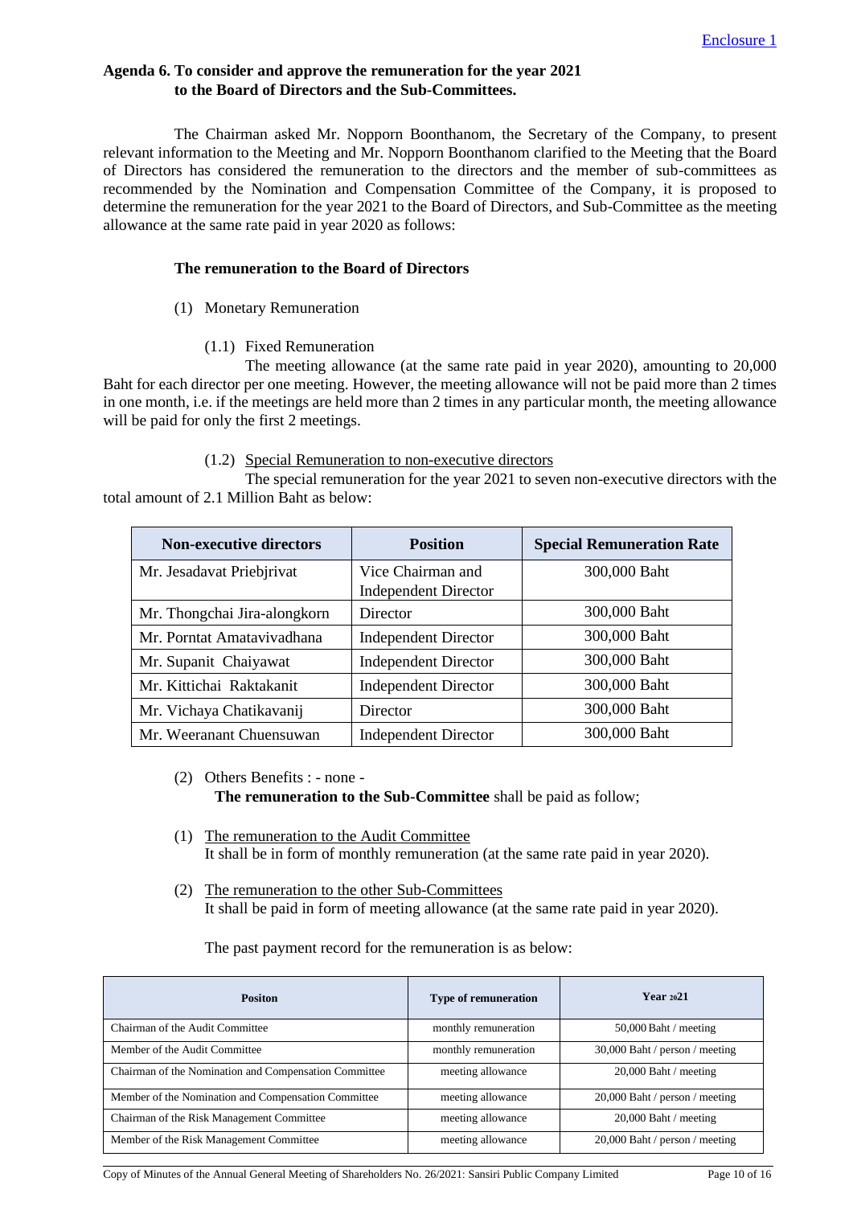Enclosure 1

**Agenda 6. To consider and approve the remuneration for the year 2021 to the Board of Directors and the Sub-Committees.**

The Chairman asked Mr. Nopporn Boonthanom, the Secretary of the Company, to present relevant information to the Meeting and Mr. Nopporn Boonthanom clarified to the Meeting that the Board of Directors has considered the remuneration to the directors and the member of sub-committees as recommended by the Nomination and Compensation Committee of the Company, it is proposed to determine the remuneration for the year 2021 to the Board of Directors, and Sub-Committee as the meeting allowance at the same rate paid in year 2020 as follows:

**The remuneration to the Board of Directors**

(1) Monetary Remuneration

(1.1) Fixed Remuneration

The meeting allowance (at the same rate paid in year 2020), amounting to 20,000 Baht for each director per one meeting. However, the meeting allowance will not be paid more than 2 times in one month, i.e. if the meetings are held more than 2 times in any particular month, the meeting allowance will be paid for only the first 2 meetings.

(1.2) Special Remuneration to non-executive directors

The special remuneration for the year 2021 to seven non-executive directors with the total amount of 2.1 Million Baht as below:

| Non-executive directors | Position | Special Remuneration Rate |
|---|---|---|
| Mr. Jesadavat Priebjrivat | Vice Chairman and Independent Director | 300,000 Baht |
| Mr. Thongchai Jira-alongkorn | Director | 300,000 Baht |
| Mr. Porntat Amatavivadhana | Independent Director | 300,000 Baht |
| Mr. Supanit Chaiyawat | Independent Director | 300,000 Baht |
| Mr. Kittichai Raktakanit | Independent Director | 300,000 Baht |
| Mr. Vichaya Chatikavanij | Director | 300,000 Baht |
| Mr. Weeranant Chuensuwan | Independent Director | 300,000 Baht |

(2) Others Benefits : - none -

**The remuneration to the Sub-Committee** shall be paid as follow;

(1) The remuneration to the Audit Committee
It shall be in form of monthly remuneration (at the same rate paid in year 2020).

(2) The remuneration to the other Sub-Committees
It shall be paid in form of meeting allowance (at the same rate paid in year 2020).

The past payment record for the remuneration is as below:

| Positon | Type of remuneration | Year 2021 |
|---|---|---|
| Chairman of the Audit Committee | monthly remuneration | 50,000 Baht / meeting |
| Member of the Audit Committee | monthly remuneration | 30,000 Baht / person / meeting |
| Chairman of the Nomination and Compensation Committee | meeting allowance | 20,000 Baht / meeting |
| Member of the Nomination and Compensation Committee | meeting allowance | 20,000 Baht / person / meeting |
| Chairman of the Risk Management Committee | meeting allowance | 20,000 Baht / meeting |
| Member of the Risk Management Committee | meeting allowance | 20,000 Baht / person / meeting |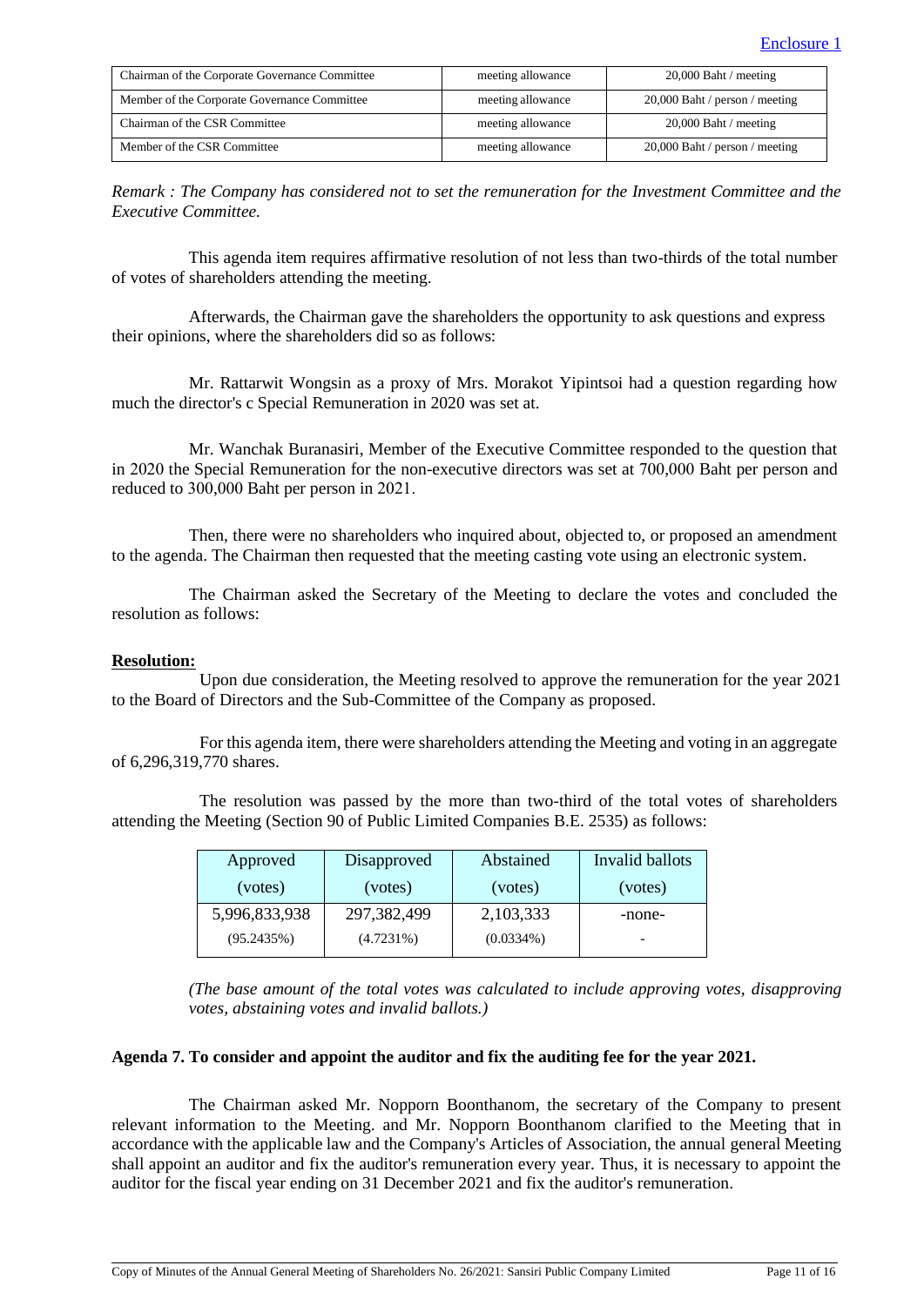Enclosure 1

| Chairman of the Corporate Governance Committee | meeting allowance | 20,000 Baht / meeting |
|---|---|---|
| Member of the Corporate Governance Committee | meeting allowance | 20,000 Baht / person / meeting |
| Chairman of the CSR Committee | meeting allowance | 20,000 Baht / meeting |
| Member of the CSR Committee | meeting allowance | 20,000 Baht / person / meeting |

*Remark : The Company has considered not to set the remuneration for the Investment Committee and the Executive Committee.*

This agenda item requires affirmative resolution of not less than two-thirds of the total number of votes of shareholders attending the meeting.

Afterwards, the Chairman gave the shareholders the opportunity to ask questions and express their opinions, where the shareholders did so as follows:

Mr. Rattarwit Wongsin as a proxy of Mrs. Morakot Yipintsoi had a question regarding how much the director's c Special Remuneration in 2020 was set at.

Mr. Wanchak Buranasiri, Member of the Executive Committee responded to the question that in 2020 the Special Remuneration for the non-executive directors was set at 700,000 Baht per person and reduced to 300,000 Baht per person in 2021.

Then, there were no shareholders who inquired about, objected to, or proposed an amendment to the agenda. The Chairman then requested that the meeting casting vote using an electronic system.

The Chairman asked the Secretary of the Meeting to declare the votes and concluded the resolution as follows:

**Resolution:**

Upon due consideration, the Meeting resolved to approve the remuneration for the year 2021 to the Board of Directors and the Sub-Committee of the Company as proposed.

For this agenda item, there were shareholders attending the Meeting and voting in an aggregate of 6,296,319,770 shares.

The resolution was passed by the more than two-third of the total votes of shareholders attending the Meeting (Section 90 of Public Limited Companies B.E. 2535) as follows:

| Approved (votes) | Disapproved (votes) | Abstained (votes) | Invalid ballots (votes) |
|---|---|---|---|
| 5,996,833,938 | 297,382,499 | 2,103,333 | -none- |
| (95.2435%) | (4.7231%) | (0.0334%) | - |

*(The base amount of the total votes was calculated to include approving votes, disapproving votes, abstaining votes and invalid ballots.)*

**Agenda 7. To consider and appoint the auditor and fix the auditing fee for the year 2021.**

The Chairman asked Mr. Nopporn Boonthanom, the secretary of the Company to present relevant information to the Meeting. and Mr. Nopporn Boonthanom clarified to the Meeting that in accordance with the applicable law and the Company's Articles of Association, the annual general Meeting shall appoint an auditor and fix the auditor's remuneration every year. Thus, it is necessary to appoint the auditor for the fiscal year ending on 31 December 2021 and fix the auditor's remuneration.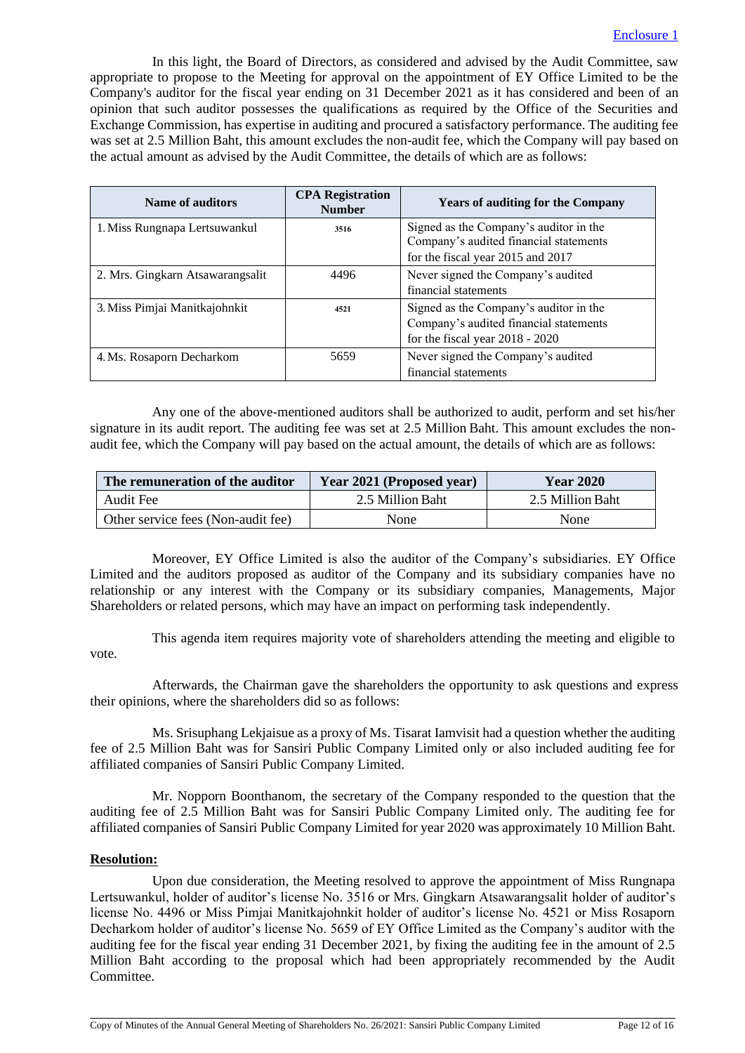Enclosure 1

In this light, the Board of Directors, as considered and advised by the Audit Committee, saw appropriate to propose to the Meeting for approval on the appointment of EY Office Limited to be the Company's auditor for the fiscal year ending on 31 December 2021 as it has considered and been of an opinion that such auditor possesses the qualifications as required by the Office of the Securities and Exchange Commission, has expertise in auditing and procured a satisfactory performance. The auditing fee was set at 2.5 Million Baht, this amount excludes the non-audit fee, which the Company will pay based on the actual amount as advised by the Audit Committee, the details of which are as follows:

| Name of auditors | CPA Registration Number | Years of auditing for the Company |
|---|---|---|
| 1. Miss Rungnapa Lertsuwankul | 3516 | Signed as the Company's auditor in the Company's audited financial statements for the fiscal year 2015 and 2017 |
| 2. Mrs. Gingkarn Atsawarangsalit | 4496 | Never signed the Company's audited financial statements |
| 3. Miss Pimjai Manitkajohnkit | 4521 | Signed as the Company's auditor in the Company's audited financial statements for the fiscal year 2018 - 2020 |
| 4. Ms. Rosaporn Decharkom | 5659 | Never signed the Company's audited financial statements |

Any one of the above-mentioned auditors shall be authorized to audit, perform and set his/her signature in its audit report. The auditing fee was set at 2.5 Million Baht. This amount excludes the non-audit fee, which the Company will pay based on the actual amount, the details of which are as follows:

| The remuneration of the auditor | Year 2021 (Proposed year) | Year 2020 |
|---|---|---|
| Audit Fee | 2.5 Million Baht | 2.5 Million Baht |
| Other service fees (Non-audit fee) | None | None |

Moreover, EY Office Limited is also the auditor of the Company's subsidiaries. EY Office Limited and the auditors proposed as auditor of the Company and its subsidiary companies have no relationship or any interest with the Company or its subsidiary companies, Managements, Major Shareholders or related persons, which may have an impact on performing task independently.

This agenda item requires majority vote of shareholders attending the meeting and eligible to vote.

Afterwards, the Chairman gave the shareholders the opportunity to ask questions and express their opinions, where the shareholders did so as follows:

Ms. Srisuphang Lekjaisue as a proxy of Ms. Tisarat Iamvisit had a question whether the auditing fee of 2.5 Million Baht was for Sansiri Public Company Limited only or also included auditing fee for affiliated companies of Sansiri Public Company Limited.

Mr. Nopporn Boonthanom, the secretary of the Company responded to the question that the auditing fee of 2.5 Million Baht was for Sansiri Public Company Limited only. The auditing fee for affiliated companies of Sansiri Public Company Limited for year 2020 was approximately 10 Million Baht.

**Resolution:**

Upon due consideration, the Meeting resolved to approve the appointment of Miss Rungnapa Lertsuwankul, holder of auditor's license No. 3516 or Mrs. Gingkarn Atsawarangsalit holder of auditor's license No. 4496 or Miss Pimjai Manitkajohnkit holder of auditor's license No. 4521 or Miss Rosaporn Decharkom holder of auditor's license No. 5659 of EY Office Limited as the Company's auditor with the auditing fee for the fiscal year ending 31 December 2021, by fixing the auditing fee in the amount of 2.5 Million Baht according to the proposal which had been appropriately recommended by the Audit Committee.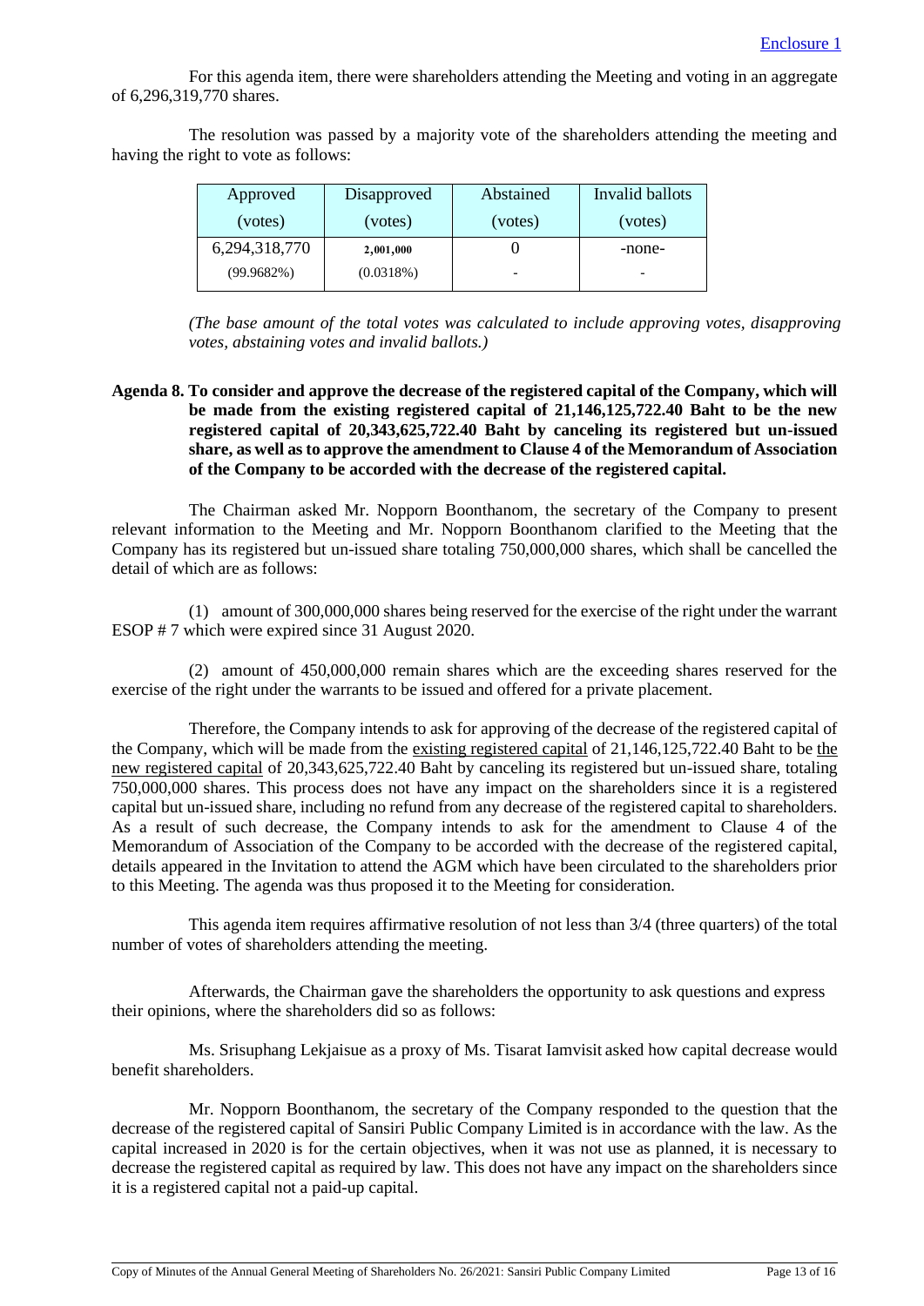Enclosure 1

For this agenda item, there were shareholders attending the Meeting and voting in an aggregate of 6,296,319,770 shares.

The resolution was passed by a majority vote of the shareholders attending the meeting and having the right to vote as follows:

| Approved (votes) | Disapproved (votes) | Abstained (votes) | Invalid ballots (votes) |
|---|---|---|---|
| 6,294,318,770 (99.9682%) | 2,001,000 (0.0318%) | 0 - | -none- - |

*(The base amount of the total votes was calculated to include approving votes, disapproving votes, abstaining votes and invalid ballots.)*

**Agenda 8. To consider and approve the decrease of the registered capital of the Company, which will be made from the existing registered capital of 21,146,125,722.40 Baht to be the new registered capital of 20,343,625,722.40 Baht by canceling its registered but un-issued share, as well as to approve the amendment to Clause 4 of the Memorandum of Association of the Company to be accorded with the decrease of the registered capital.**

The Chairman asked Mr. Nopporn Boonthanom, the secretary of the Company to present relevant information to the Meeting and Mr. Nopporn Boonthanom clarified to the Meeting that the Company has its registered but un-issued share totaling 750,000,000 shares, which shall be cancelled the detail of which are as follows:

(1) amount of 300,000,000 shares being reserved for the exercise of the right under the warrant ESOP # 7 which were expired since 31 August 2020.

(2) amount of 450,000,000 remain shares which are the exceeding shares reserved for the exercise of the right under the warrants to be issued and offered for a private placement.

Therefore, the Company intends to ask for approving of the decrease of the registered capital of the Company, which will be made from the existing registered capital of 21,146,125,722.40 Baht to be the new registered capital of 20,343,625,722.40 Baht by canceling its registered but un-issued share, totaling 750,000,000 shares. This process does not have any impact on the shareholders since it is a registered capital but un-issued share, including no refund from any decrease of the registered capital to shareholders. As a result of such decrease, the Company intends to ask for the amendment to Clause 4 of the Memorandum of Association of the Company to be accorded with the decrease of the registered capital, details appeared in the Invitation to attend the AGM which have been circulated to the shareholders prior to this Meeting. The agenda was thus proposed it to the Meeting for consideration.

This agenda item requires affirmative resolution of not less than 3/4 (three quarters) of the total number of votes of shareholders attending the meeting.

Afterwards, the Chairman gave the shareholders the opportunity to ask questions and express their opinions, where the shareholders did so as follows:

Ms. Srisuphang Lekjaisue as a proxy of Ms. Tisarat Iamvisit asked how capital decrease would benefit shareholders.

Mr. Nopporn Boonthanom, the secretary of the Company responded to the question that the decrease of the registered capital of Sansiri Public Company Limited is in accordance with the law. As the capital increased in 2020 is for the certain objectives, when it was not use as planned, it is necessary to decrease the registered capital as required by law. This does not have any impact on the shareholders since it is a registered capital not a paid-up capital.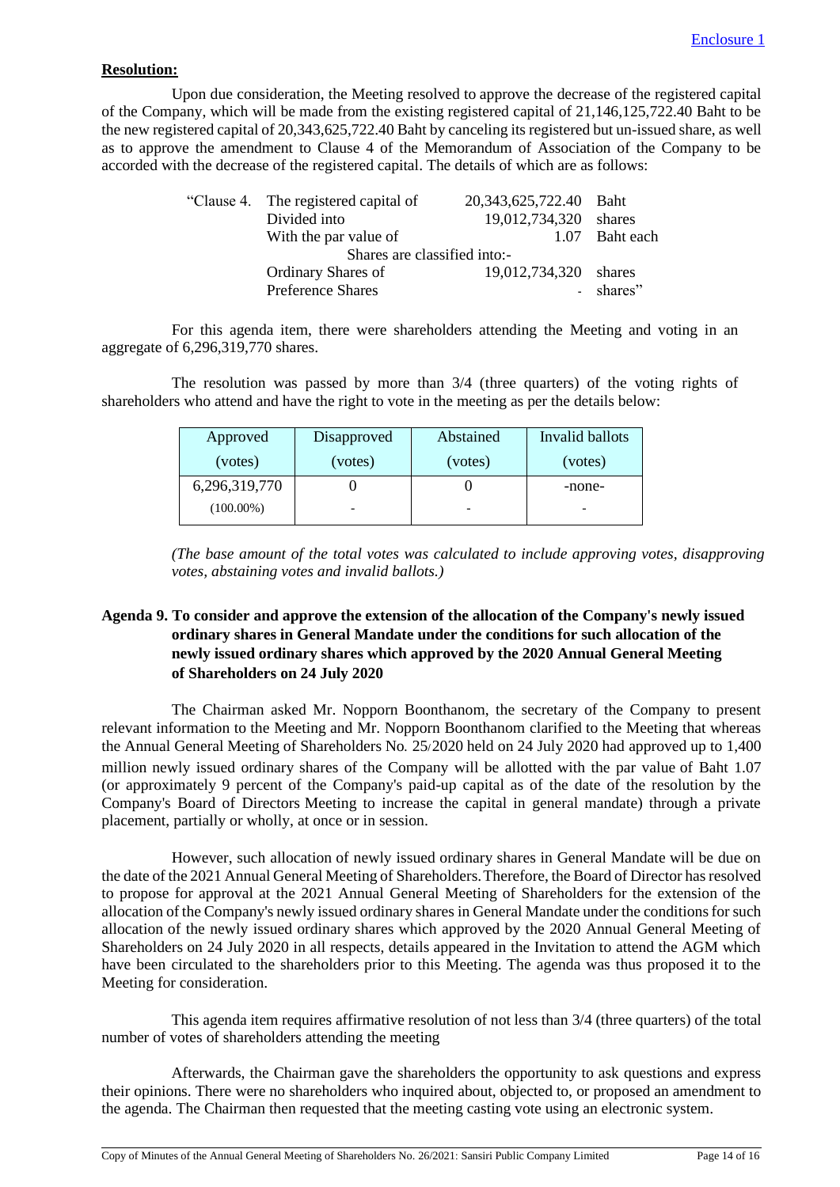**Resolution:**

Upon due consideration, the Meeting resolved to approve the decrease of the registered capital of the Company, which will be made from the existing registered capital of 21,146,125,722.40 Baht to be the new registered capital of 20,343,625,722.40 Baht by canceling its registered but un-issued share, as well as to approve the amendment to Clause 4 of the Memorandum of Association of the Company to be accorded with the decrease of the registered capital. The details of which are as follows:

| | | | |
|---|---|---|---|
| "Clause 4. | The registered capital of | 20,343,625,722.40 | Baht |
| | Divided into | 19,012,734,320 | shares |
| | With the par value of | 1.07 | Baht each |
| | Shares are classified into:- | | |
| | Ordinary Shares of | 19,012,734,320 | shares |
| | Preference Shares | - | shares" |

For this agenda item, there were shareholders attending the Meeting and voting in an aggregate of 6,296,319,770 shares.

The resolution was passed by more than 3/4 (three quarters) of the voting rights of shareholders who attend and have the right to vote in the meeting as per the details below:

| Approved (votes) | Disapproved (votes) | Abstained (votes) | Invalid ballots (votes) |
|---|---|---|---|
| 6,296,319,770 | 0 | 0 | -none- |
| (100.00%) | - | - | - |

*(The base amount of the total votes was calculated to include approving votes, disapproving votes, abstaining votes and invalid ballots.)*

**Agenda 9. To consider and approve the extension of the allocation of the Company's newly issued ordinary shares in General Mandate under the conditions for such allocation of the newly issued ordinary shares which approved by the 2020 Annual General Meeting of Shareholders on 24 July 2020**

The Chairman asked Mr. Nopporn Boonthanom, the secretary of the Company to present relevant information to the Meeting and Mr. Nopporn Boonthanom clarified to the Meeting that whereas the Annual General Meeting of Shareholders No. 25/2020 held on 24 July 2020 had approved up to 1,400 million newly issued ordinary shares of the Company will be allotted with the par value of Baht 1.07 (or approximately 9 percent of the Company's paid-up capital as of the date of the resolution by the Company's Board of Directors Meeting to increase the capital in general mandate) through a private placement, partially or wholly, at once or in session.

However, such allocation of newly issued ordinary shares in General Mandate will be due on the date of the 2021 Annual General Meeting of Shareholders. Therefore, the Board of Director has resolved to propose for approval at the 2021 Annual General Meeting of Shareholders for the extension of the allocation of the Company's newly issued ordinary shares in General Mandate under the conditions for such allocation of the newly issued ordinary shares which approved by the 2020 Annual General Meeting of Shareholders on 24 July 2020 in all respects, details appeared in the Invitation to attend the AGM which have been circulated to the shareholders prior to this Meeting. The agenda was thus proposed it to the Meeting for consideration.

This agenda item requires affirmative resolution of not less than 3/4 (three quarters) of the total number of votes of shareholders attending the meeting

Afterwards, the Chairman gave the shareholders the opportunity to ask questions and express their opinions. There were no shareholders who inquired about, objected to, or proposed an amendment to the agenda. The Chairman then requested that the meeting casting vote using an electronic system.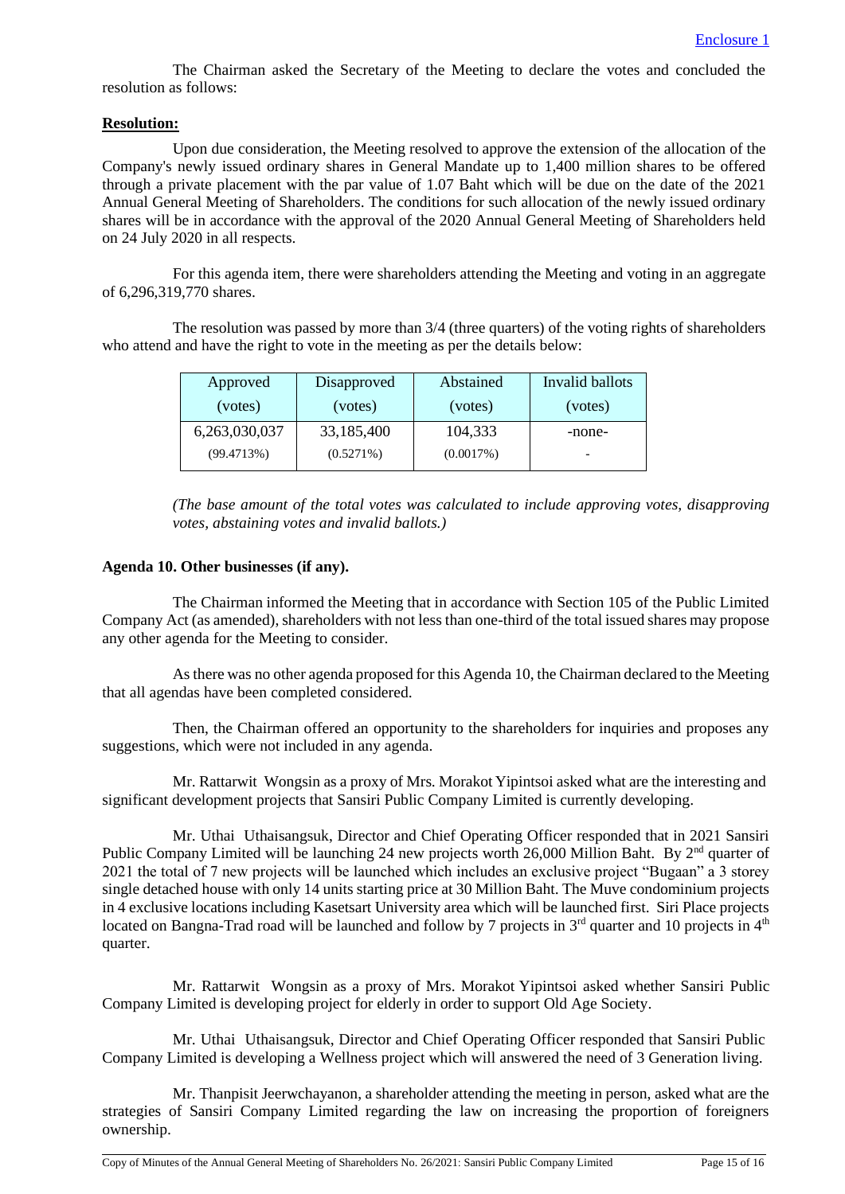Enclosure 1

The Chairman asked the Secretary of the Meeting to declare the votes and concluded the resolution as follows:

**Resolution:**

Upon due consideration, the Meeting resolved to approve the extension of the allocation of the Company's newly issued ordinary shares in General Mandate up to 1,400 million shares to be offered through a private placement with the par value of 1.07 Baht which will be due on the date of the 2021 Annual General Meeting of Shareholders. The conditions for such allocation of the newly issued ordinary shares will be in accordance with the approval of the 2020 Annual General Meeting of Shareholders held on 24 July 2020 in all respects.

For this agenda item, there were shareholders attending the Meeting and voting in an aggregate of 6,296,319,770 shares.

The resolution was passed by more than 3/4 (three quarters) of the voting rights of shareholders who attend and have the right to vote in the meeting as per the details below:

| Approved (votes) | Disapproved (votes) | Abstained (votes) | Invalid ballots (votes) |
|---|---|---|---|
| 6,263,030,037 (99.4713%) | 33,185,400 (0.5271%) | 104,333 (0.0017%) | -none- - |

*(The base amount of the total votes was calculated to include approving votes, disapproving votes, abstaining votes and invalid ballots.)*

**Agenda 10. Other businesses (if any).**

The Chairman informed the Meeting that in accordance with Section 105 of the Public Limited Company Act (as amended), shareholders with not less than one-third of the total issued shares may propose any other agenda for the Meeting to consider.

As there was no other agenda proposed for this Agenda 10, the Chairman declared to the Meeting that all agendas have been completed considered.

Then, the Chairman offered an opportunity to the shareholders for inquiries and proposes any suggestions, which were not included in any agenda.

Mr. Rattarwit Wongsin as a proxy of Mrs. Morakot Yipintsoi asked what are the interesting and significant development projects that Sansiri Public Company Limited is currently developing.

Mr. Uthai Uthaisangsuk, Director and Chief Operating Officer responded that in 2021 Sansiri Public Company Limited will be launching 24 new projects worth 26,000 Million Baht. By 2nd quarter of 2021 the total of 7 new projects will be launched which includes an exclusive project "Bugaan" a 3 storey single detached house with only 14 units starting price at 30 Million Baht. The Muve condominium projects in 4 exclusive locations including Kasetsart University area which will be launched first. Siri Place projects located on Bangna-Trad road will be launched and follow by 7 projects in 3rd quarter and 10 projects in 4th quarter.

Mr. Rattarwit Wongsin as a proxy of Mrs. Morakot Yipintsoi asked whether Sansiri Public Company Limited is developing project for elderly in order to support Old Age Society.

Mr. Uthai Uthaisangsuk, Director and Chief Operating Officer responded that Sansiri Public Company Limited is developing a Wellness project which will answered the need of 3 Generation living.

Mr. Thanpisit Jeerwchayanon, a shareholder attending the meeting in person, asked what are the strategies of Sansiri Company Limited regarding the law on increasing the proportion of foreigners ownership.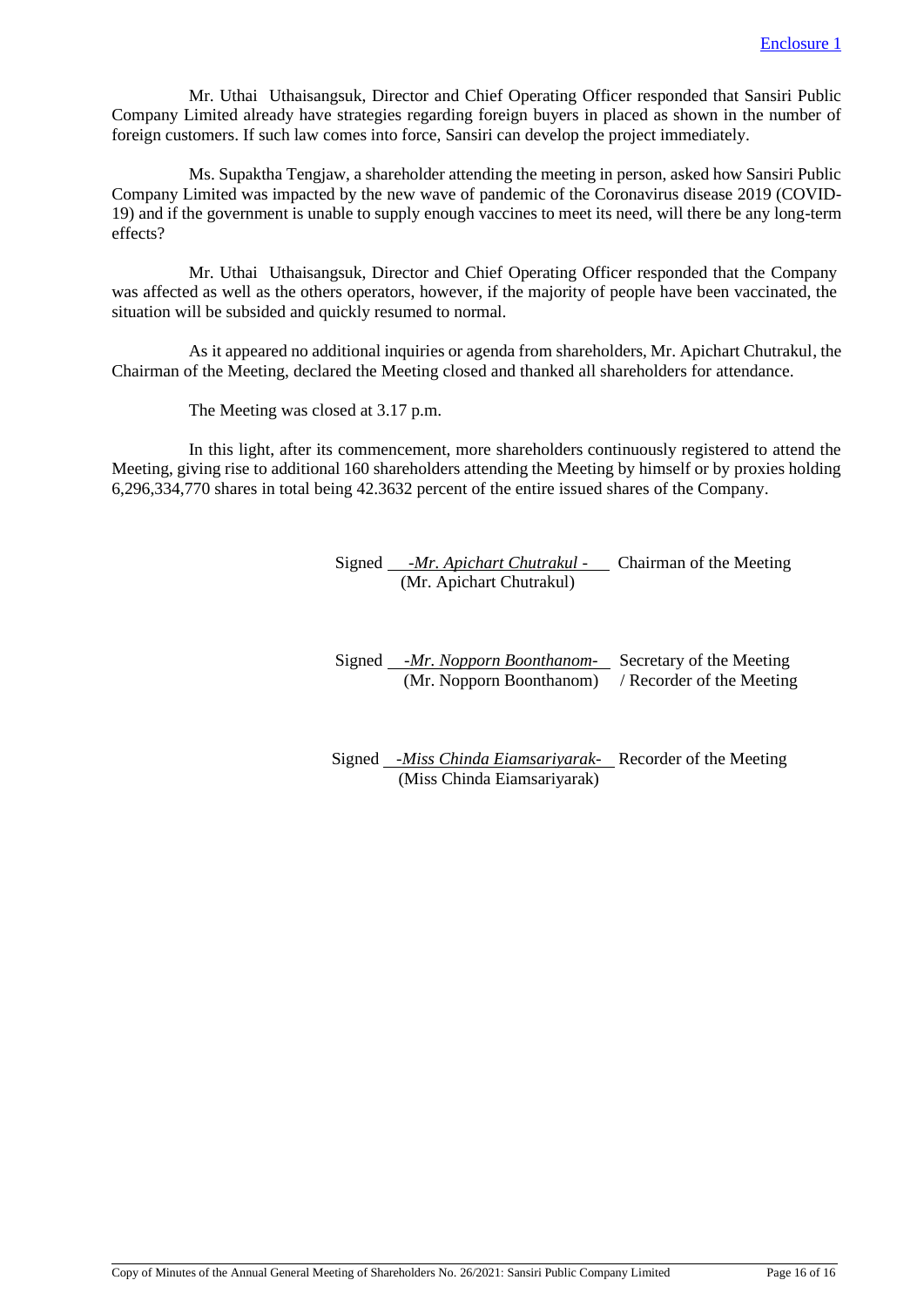Enclosure 1

Mr. Uthai Uthaisangsuk, Director and Chief Operating Officer responded that Sansiri Public Company Limited already have strategies regarding foreign buyers in placed as shown in the number of foreign customers. If such law comes into force, Sansiri can develop the project immediately.

Ms. Supaktha Tengjaw, a shareholder attending the meeting in person, asked how Sansiri Public Company Limited was impacted by the new wave of pandemic of the Coronavirus disease 2019 (COVID-19) and if the government is unable to supply enough vaccines to meet its need, will there be any long-term effects?

Mr. Uthai Uthaisangsuk, Director and Chief Operating Officer responded that the Company was affected as well as the others operators, however, if the majority of people have been vaccinated, the situation will be subsided and quickly resumed to normal.

As it appeared no additional inquiries or agenda from shareholders, Mr. Apichart Chutrakul, the Chairman of the Meeting, declared the Meeting closed and thanked all shareholders for attendance.

The Meeting was closed at 3.17 p.m.

In this light, after its commencement, more shareholders continuously registered to attend the Meeting, giving rise to additional 160 shareholders attending the Meeting by himself or by proxies holding 6,296,334,770 shares in total being 42.3632 percent of the entire issued shares of the Company.

Signed *-Mr. Apichart Chutrakul -* Chairman of the Meeting
(Mr. Apichart Chutrakul)

Signed *-Mr. Nopporn Boonthanom-* Secretary of the Meeting
(Mr. Nopporn Boonthanom) / Recorder of the Meeting

Signed *-Miss Chinda Eiamsariyarak-* Recorder of the Meeting
(Miss Chinda Eiamsariyarak)